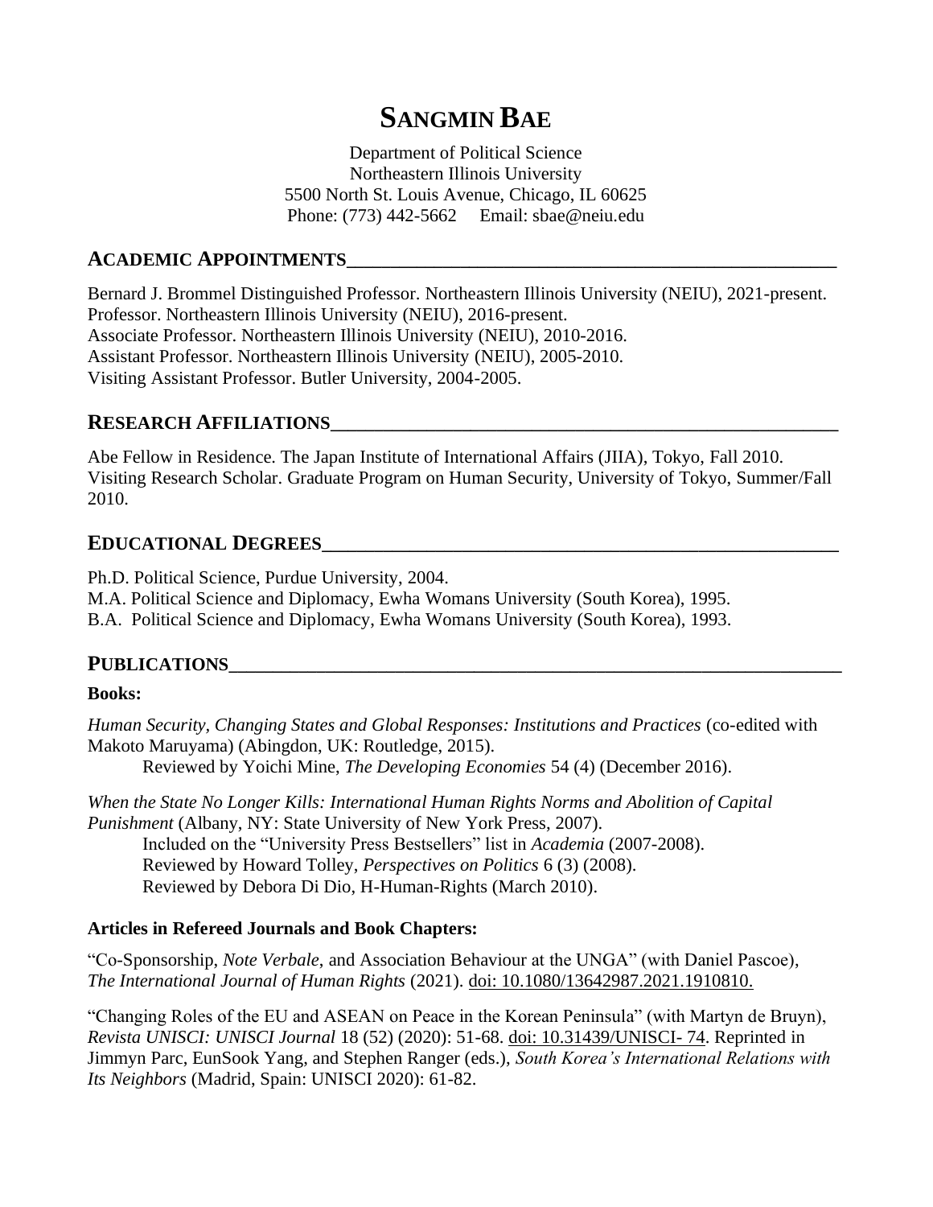# SANGMIN BAE

Department of Political Science
Northeastern Illinois University
5500 North St. Louis Avenue, Chicago, IL 60625
Phone: (773) 442-5662 Email: sbae@neiu.edu

## ACADEMIC APPOINTMENTS

Bernard J. Brommel Distinguished Professor. Northeastern Illinois University (NEIU), 2021-present.
Professor. Northeastern Illinois University (NEIU), 2016-present.
Associate Professor. Northeastern Illinois University (NEIU), 2010-2016.
Assistant Professor. Northeastern Illinois University (NEIU), 2005-2010.
Visiting Assistant Professor. Butler University, 2004-2005.

## RESEARCH AFFILIATIONS

Abe Fellow in Residence. The Japan Institute of International Affairs (JIIA), Tokyo, Fall 2010.
Visiting Research Scholar. Graduate Program on Human Security, University of Tokyo, Summer/Fall 2010.

## EDUCATIONAL DEGREES

Ph.D. Political Science, Purdue University, 2004.
M.A. Political Science and Diplomacy, Ewha Womans University (South Korea), 1995.
B.A. Political Science and Diplomacy, Ewha Womans University (South Korea), 1993.

## PUBLICATIONS

**Books:**

*Human Security, Changing States and Global Responses: Institutions and Practices* (co-edited with Makoto Maruyama) (Abingdon, UK: Routledge, 2015).
Reviewed by Yoichi Mine, *The Developing Economies* 54 (4) (December 2016).

*When the State No Longer Kills: International Human Rights Norms and Abolition of Capital Punishment* (Albany, NY: State University of New York Press, 2007).
Included on the "University Press Bestsellers" list in *Academia* (2007-2008).
Reviewed by Howard Tolley, *Perspectives on Politics* 6 (3) (2008).
Reviewed by Debora Di Dio, H-Human-Rights (March 2010).

**Articles in Refereed Journals and Book Chapters:**

"Co-Sponsorship, *Note Verbale*, and Association Behaviour at the UNGA" (with Daniel Pascoe), *The International Journal of Human Rights* (2021). doi: 10.1080/13642987.2021.1910810.

"Changing Roles of the EU and ASEAN on Peace in the Korean Peninsula" (with Martyn de Bruyn), *Revista UNISCI: UNISCI Journal* 18 (52) (2020): 51-68. doi: 10.31439/UNISCI- 74. Reprinted in Jimmyn Parc, EunSook Yang, and Stephen Ranger (eds.), *South Korea's International Relations with Its Neighbors* (Madrid, Spain: UNISCI 2020): 61-82.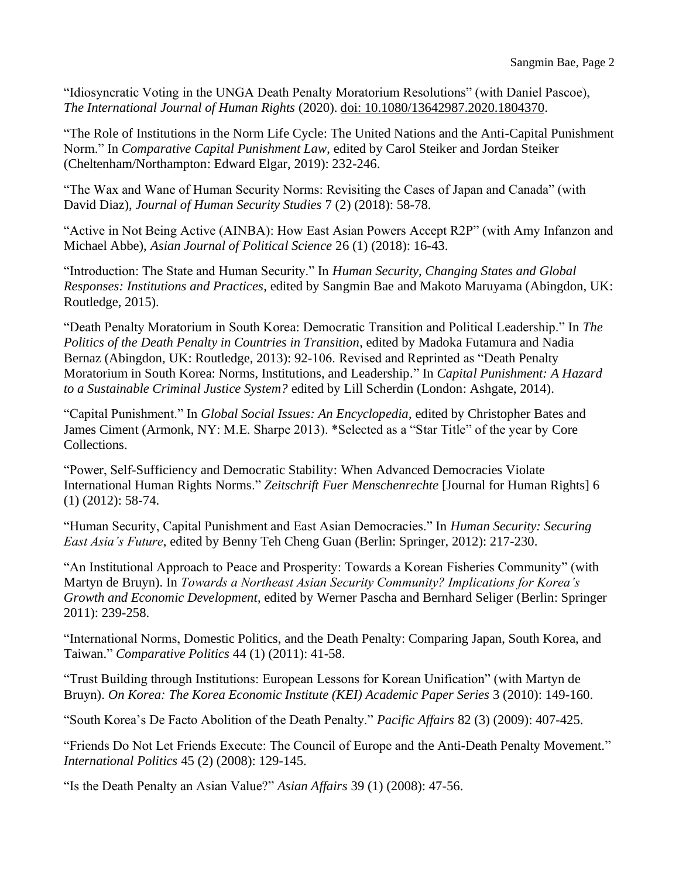"Idiosyncratic Voting in the UNGA Death Penalty Moratorium Resolutions" (with Daniel Pascoe), *The International Journal of Human Rights* (2020). doi: 10.1080/13642987.2020.1804370.

"The Role of Institutions in the Norm Life Cycle: The United Nations and the Anti-Capital Punishment Norm." In *Comparative Capital Punishment Law*, edited by Carol Steiker and Jordan Steiker (Cheltenham/Northampton: Edward Elgar, 2019): 232-246.

"The Wax and Wane of Human Security Norms: Revisiting the Cases of Japan and Canada" (with David Diaz), *Journal of Human Security Studies* 7 (2) (2018): 58-78.

"Active in Not Being Active (AINBA): How East Asian Powers Accept R2P" (with Amy Infanzon and Michael Abbe), *Asian Journal of Political Science* 26 (1) (2018): 16-43.

"Introduction: The State and Human Security." In *Human Security, Changing States and Global Responses: Institutions and Practices*, edited by Sangmin Bae and Makoto Maruyama (Abingdon, UK: Routledge, 2015).

"Death Penalty Moratorium in South Korea: Democratic Transition and Political Leadership." In *The Politics of the Death Penalty in Countries in Transition*, edited by Madoka Futamura and Nadia Bernaz (Abingdon, UK: Routledge, 2013): 92-106. Revised and Reprinted as "Death Penalty Moratorium in South Korea: Norms, Institutions, and Leadership." In *Capital Punishment: A Hazard to a Sustainable Criminal Justice System?* edited by Lill Scherdin (London: Ashgate, 2014).

"Capital Punishment." In *Global Social Issues: An Encyclopedia*, edited by Christopher Bates and James Ciment (Armonk, NY: M.E. Sharpe 2013). *Selected as a "Star Title" of the year by Core Collections.

"Power, Self-Sufficiency and Democratic Stability: When Advanced Democracies Violate International Human Rights Norms." *Zeitschrift Fuer Menschenrechte* [Journal for Human Rights] 6 (1) (2012): 58-74.

"Human Security, Capital Punishment and East Asian Democracies." In *Human Security: Securing East Asia's Future*, edited by Benny Teh Cheng Guan (Berlin: Springer, 2012): 217-230.

"An Institutional Approach to Peace and Prosperity: Towards a Korean Fisheries Community" (with Martyn de Bruyn). In *Towards a Northeast Asian Security Community? Implications for Korea's Growth and Economic Development*, edited by Werner Pascha and Bernhard Seliger (Berlin: Springer 2011): 239-258.

"International Norms, Domestic Politics, and the Death Penalty: Comparing Japan, South Korea, and Taiwan." *Comparative Politics* 44 (1) (2011): 41-58.

"Trust Building through Institutions: European Lessons for Korean Unification" (with Martyn de Bruyn). *On Korea: The Korea Economic Institute (KEI) Academic Paper Series* 3 (2010): 149-160.

"South Korea's De Facto Abolition of the Death Penalty." *Pacific Affairs* 82 (3) (2009): 407-425.

"Friends Do Not Let Friends Execute: The Council of Europe and the Anti-Death Penalty Movement." *International Politics* 45 (2) (2008): 129-145.

"Is the Death Penalty an Asian Value?" *Asian Affairs* 39 (1) (2008): 47-56.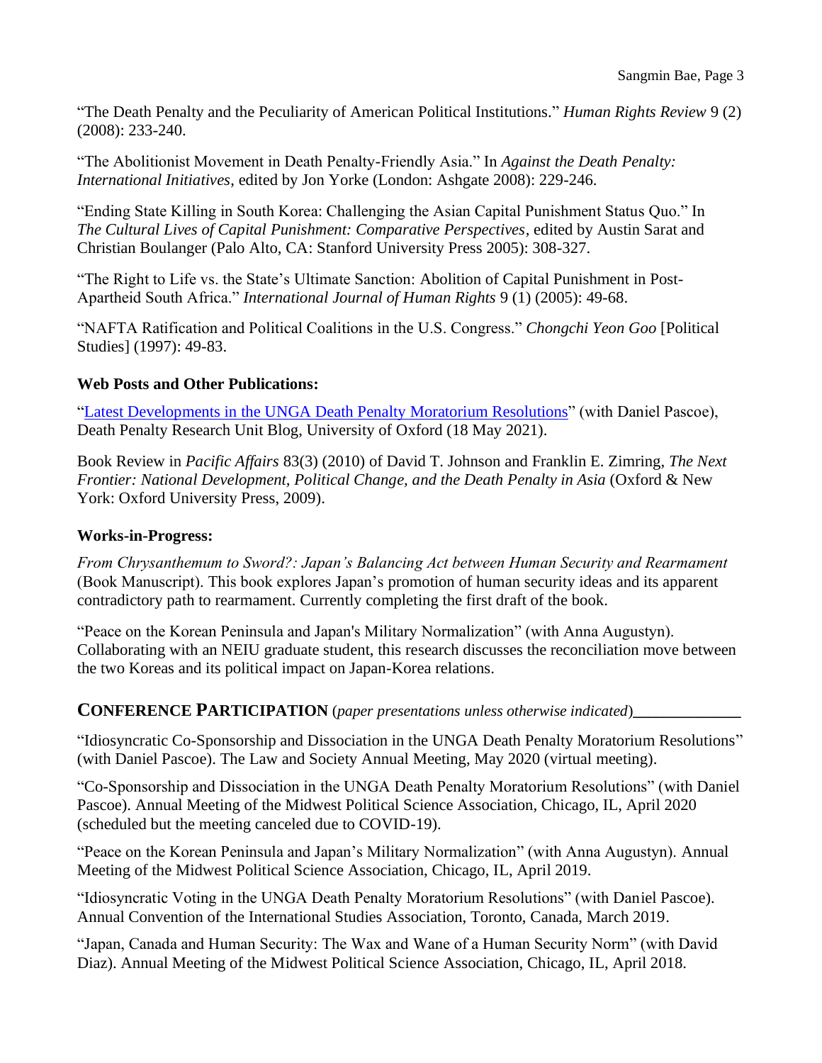"The Death Penalty and the Peculiarity of American Political Institutions." *Human Rights Review* 9 (2) (2008): 233-240.

"The Abolitionist Movement in Death Penalty-Friendly Asia." In *Against the Death Penalty: International Initiatives*, edited by Jon Yorke (London: Ashgate 2008): 229-246.

"Ending State Killing in South Korea: Challenging the Asian Capital Punishment Status Quo." In *The Cultural Lives of Capital Punishment: Comparative Perspectives*, edited by Austin Sarat and Christian Boulanger (Palo Alto, CA: Stanford University Press 2005): 308-327.

"The Right to Life vs. the State's Ultimate Sanction: Abolition of Capital Punishment in Post-Apartheid South Africa." *International Journal of Human Rights* 9 (1) (2005): 49-68.

"NAFTA Ratification and Political Coalitions in the U.S. Congress." *Chongchi Yeon Goo* [Political Studies] (1997): 49-83.

**Web Posts and Other Publications:**

"Latest Developments in the UNGA Death Penalty Moratorium Resolutions" (with Daniel Pascoe), Death Penalty Research Unit Blog, University of Oxford (18 May 2021).

Book Review in *Pacific Affairs* 83(3) (2010) of David T. Johnson and Franklin E. Zimring, *The Next Frontier: National Development, Political Change, and the Death Penalty in Asia* (Oxford & New York: Oxford University Press, 2009).

**Works-in-Progress:**

*From Chrysanthemum to Sword?: Japan's Balancing Act between Human Security and Rearmament* (Book Manuscript). This book explores Japan's promotion of human security ideas and its apparent contradictory path to rearmament. Currently completing the first draft of the book.

"Peace on the Korean Peninsula and Japan's Military Normalization" (with Anna Augustyn). Collaborating with an NEIU graduate student, this research discusses the reconciliation move between the two Koreas and its political impact on Japan-Korea relations.

## CONFERENCE PARTICIPATION (*paper presentations unless otherwise indicated*)

"Idiosyncratic Co-Sponsorship and Dissociation in the UNGA Death Penalty Moratorium Resolutions" (with Daniel Pascoe). The Law and Society Annual Meeting, May 2020 (virtual meeting).

"Co-Sponsorship and Dissociation in the UNGA Death Penalty Moratorium Resolutions" (with Daniel Pascoe). Annual Meeting of the Midwest Political Science Association, Chicago, IL, April 2020 (scheduled but the meeting canceled due to COVID-19).

"Peace on the Korean Peninsula and Japan's Military Normalization" (with Anna Augustyn). Annual Meeting of the Midwest Political Science Association, Chicago, IL, April 2019.

"Idiosyncratic Voting in the UNGA Death Penalty Moratorium Resolutions" (with Daniel Pascoe). Annual Convention of the International Studies Association, Toronto, Canada, March 2019.

"Japan, Canada and Human Security: The Wax and Wane of a Human Security Norm" (with David Diaz). Annual Meeting of the Midwest Political Science Association, Chicago, IL, April 2018.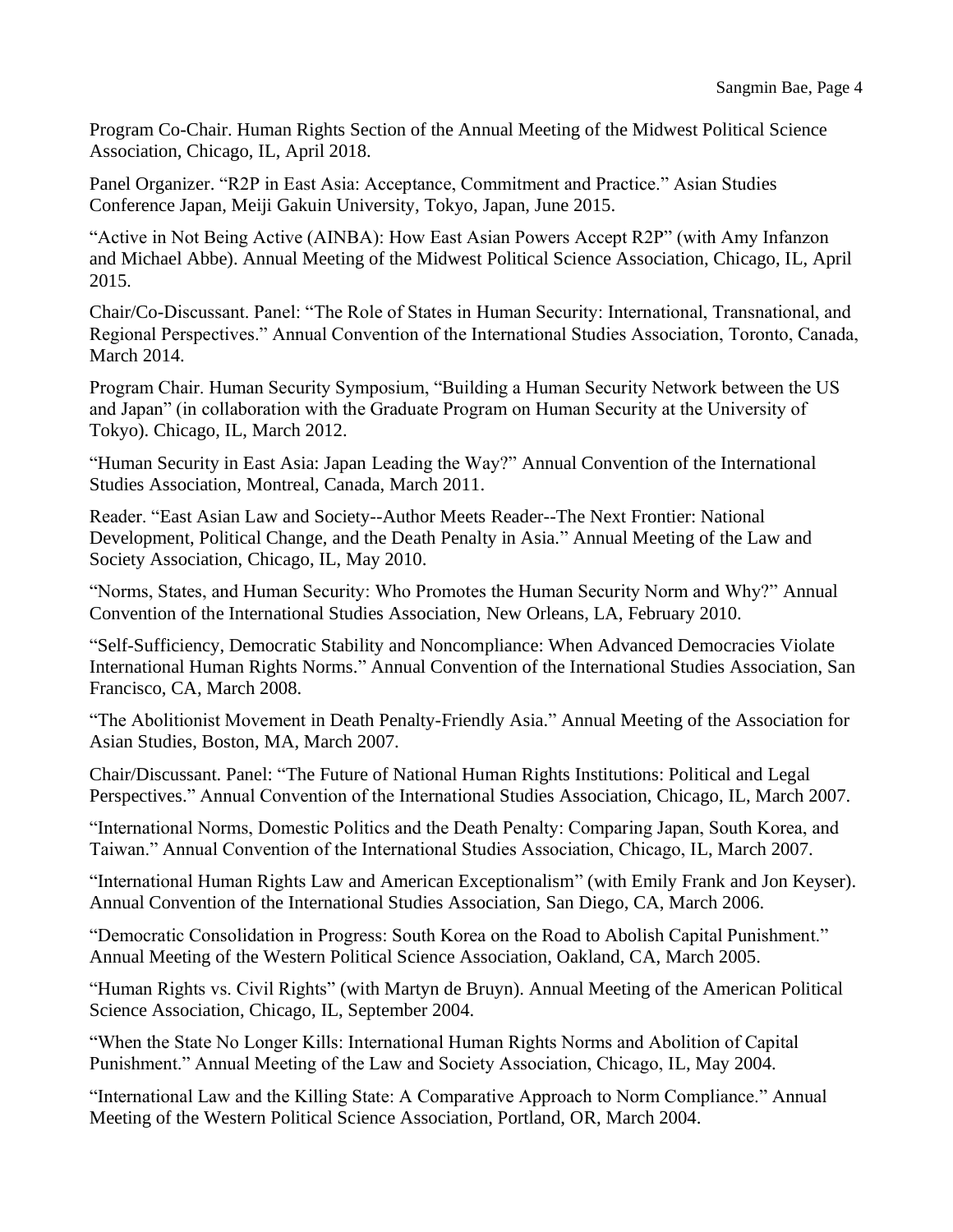Program Co-Chair. Human Rights Section of the Annual Meeting of the Midwest Political Science Association, Chicago, IL, April 2018.

Panel Organizer. "R2P in East Asia: Acceptance, Commitment and Practice." Asian Studies Conference Japan, Meiji Gakuin University, Tokyo, Japan, June 2015.

"Active in Not Being Active (AINBA): How East Asian Powers Accept R2P" (with Amy Infanzon and Michael Abbe). Annual Meeting of the Midwest Political Science Association, Chicago, IL, April 2015.

Chair/Co-Discussant. Panel: "The Role of States in Human Security: International, Transnational, and Regional Perspectives." Annual Convention of the International Studies Association, Toronto, Canada, March 2014.

Program Chair. Human Security Symposium, "Building a Human Security Network between the US and Japan" (in collaboration with the Graduate Program on Human Security at the University of Tokyo). Chicago, IL, March 2012.

"Human Security in East Asia: Japan Leading the Way?" Annual Convention of the International Studies Association, Montreal, Canada, March 2011.

Reader. "East Asian Law and Society--Author Meets Reader--The Next Frontier: National Development, Political Change, and the Death Penalty in Asia." Annual Meeting of the Law and Society Association, Chicago, IL, May 2010.

"Norms, States, and Human Security: Who Promotes the Human Security Norm and Why?" Annual Convention of the International Studies Association, New Orleans, LA, February 2010.

"Self-Sufficiency, Democratic Stability and Noncompliance: When Advanced Democracies Violate International Human Rights Norms." Annual Convention of the International Studies Association, San Francisco, CA, March 2008.

"The Abolitionist Movement in Death Penalty-Friendly Asia." Annual Meeting of the Association for Asian Studies, Boston, MA, March 2007.

Chair/Discussant. Panel: "The Future of National Human Rights Institutions: Political and Legal Perspectives." Annual Convention of the International Studies Association, Chicago, IL, March 2007.

"International Norms, Domestic Politics and the Death Penalty: Comparing Japan, South Korea, and Taiwan." Annual Convention of the International Studies Association, Chicago, IL, March 2007.

"International Human Rights Law and American Exceptionalism" (with Emily Frank and Jon Keyser). Annual Convention of the International Studies Association, San Diego, CA, March 2006.

"Democratic Consolidation in Progress: South Korea on the Road to Abolish Capital Punishment." Annual Meeting of the Western Political Science Association, Oakland, CA, March 2005.

"Human Rights vs. Civil Rights" (with Martyn de Bruyn). Annual Meeting of the American Political Science Association, Chicago, IL, September 2004.

"When the State No Longer Kills: International Human Rights Norms and Abolition of Capital Punishment." Annual Meeting of the Law and Society Association, Chicago, IL, May 2004.

"International Law and the Killing State: A Comparative Approach to Norm Compliance." Annual Meeting of the Western Political Science Association, Portland, OR, March 2004.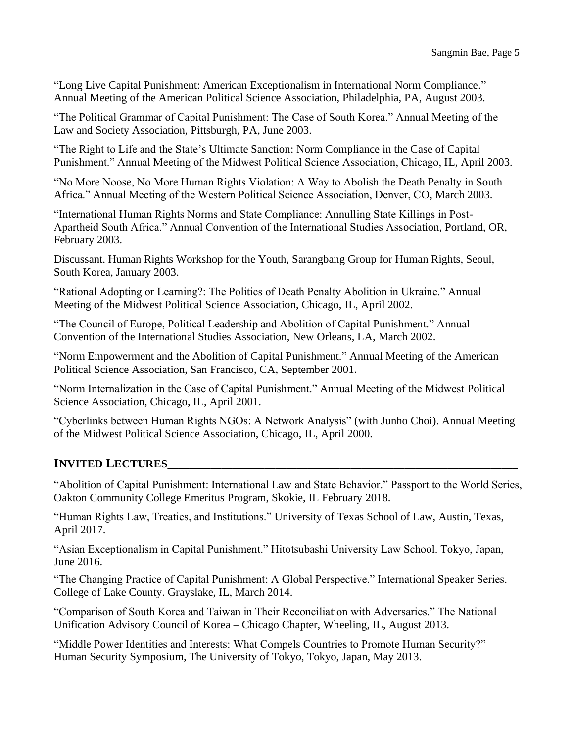"Long Live Capital Punishment: American Exceptionalism in International Norm Compliance." Annual Meeting of the American Political Science Association, Philadelphia, PA, August 2003.

"The Political Grammar of Capital Punishment: The Case of South Korea." Annual Meeting of the Law and Society Association, Pittsburgh, PA, June 2003.

"The Right to Life and the State's Ultimate Sanction: Norm Compliance in the Case of Capital Punishment." Annual Meeting of the Midwest Political Science Association, Chicago, IL, April 2003.

"No More Noose, No More Human Rights Violation: A Way to Abolish the Death Penalty in South Africa." Annual Meeting of the Western Political Science Association, Denver, CO, March 2003.

"International Human Rights Norms and State Compliance: Annulling State Killings in Post-Apartheid South Africa." Annual Convention of the International Studies Association, Portland, OR, February 2003.

Discussant. Human Rights Workshop for the Youth, Sarangbang Group for Human Rights, Seoul, South Korea, January 2003.

"Rational Adopting or Learning?: The Politics of Death Penalty Abolition in Ukraine." Annual Meeting of the Midwest Political Science Association, Chicago, IL, April 2002.

"The Council of Europe, Political Leadership and Abolition of Capital Punishment." Annual Convention of the International Studies Association, New Orleans, LA, March 2002.

"Norm Empowerment and the Abolition of Capital Punishment." Annual Meeting of the American Political Science Association, San Francisco, CA, September 2001.

"Norm Internalization in the Case of Capital Punishment." Annual Meeting of the Midwest Political Science Association, Chicago, IL, April 2001.

"Cyberlinks between Human Rights NGOs: A Network Analysis" (with Junho Choi). Annual Meeting of the Midwest Political Science Association, Chicago, IL, April 2000.

## INVITED LECTURES

"Abolition of Capital Punishment: International Law and State Behavior." Passport to the World Series, Oakton Community College Emeritus Program, Skokie, IL February 2018.

"Human Rights Law, Treaties, and Institutions." University of Texas School of Law, Austin, Texas, April 2017.

"Asian Exceptionalism in Capital Punishment." Hitotsubashi University Law School. Tokyo, Japan, June 2016.

"The Changing Practice of Capital Punishment: A Global Perspective." International Speaker Series. College of Lake County. Grayslake, IL, March 2014.

"Comparison of South Korea and Taiwan in Their Reconciliation with Adversaries." The National Unification Advisory Council of Korea – Chicago Chapter, Wheeling, IL, August 2013.

"Middle Power Identities and Interests: What Compels Countries to Promote Human Security?" Human Security Symposium, The University of Tokyo, Tokyo, Japan, May 2013.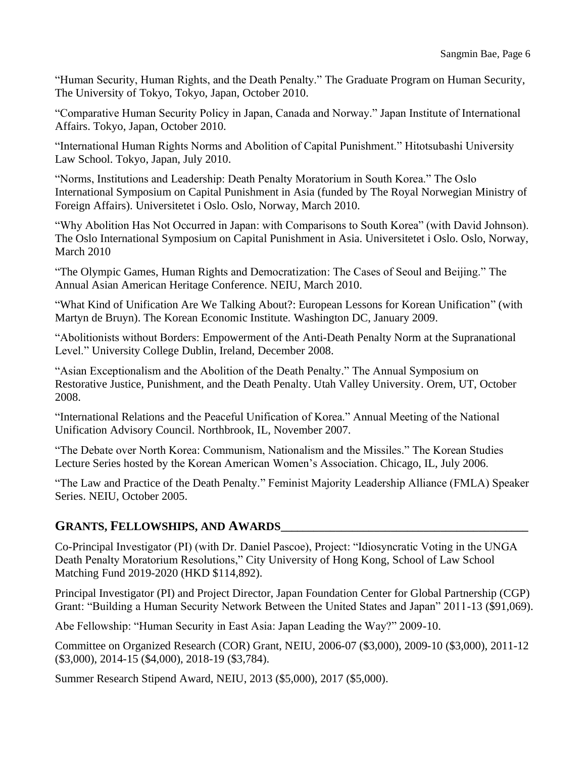"Human Security, Human Rights, and the Death Penalty." The Graduate Program on Human Security, The University of Tokyo, Tokyo, Japan, October 2010.

"Comparative Human Security Policy in Japan, Canada and Norway." Japan Institute of International Affairs. Tokyo, Japan, October 2010.

"International Human Rights Norms and Abolition of Capital Punishment." Hitotsubashi University Law School. Tokyo, Japan, July 2010.

"Norms, Institutions and Leadership: Death Penalty Moratorium in South Korea." The Oslo International Symposium on Capital Punishment in Asia (funded by The Royal Norwegian Ministry of Foreign Affairs). Universitetet i Oslo. Oslo, Norway, March 2010.

"Why Abolition Has Not Occurred in Japan: with Comparisons to South Korea" (with David Johnson). The Oslo International Symposium on Capital Punishment in Asia. Universitetet i Oslo. Oslo, Norway, March 2010

"The Olympic Games, Human Rights and Democratization: The Cases of Seoul and Beijing." The Annual Asian American Heritage Conference. NEIU, March 2010.

"What Kind of Unification Are We Talking About?: European Lessons for Korean Unification" (with Martyn de Bruyn). The Korean Economic Institute. Washington DC, January 2009.

"Abolitionists without Borders: Empowerment of the Anti-Death Penalty Norm at the Supranational Level." University College Dublin, Ireland, December 2008.

"Asian Exceptionalism and the Abolition of the Death Penalty." The Annual Symposium on Restorative Justice, Punishment, and the Death Penalty. Utah Valley University. Orem, UT, October 2008.

"International Relations and the Peaceful Unification of Korea." Annual Meeting of the National Unification Advisory Council. Northbrook, IL, November 2007.

"The Debate over North Korea: Communism, Nationalism and the Missiles." The Korean Studies Lecture Series hosted by the Korean American Women's Association. Chicago, IL, July 2006.

"The Law and Practice of the Death Penalty." Feminist Majority Leadership Alliance (FMLA) Speaker Series. NEIU, October 2005.

## GRANTS, FELLOWSHIPS, AND AWARDS

Co-Principal Investigator (PI) (with Dr. Daniel Pascoe), Project: "Idiosyncratic Voting in the UNGA Death Penalty Moratorium Resolutions," City University of Hong Kong, School of Law School Matching Fund 2019-2020 (HKD $114,892).

Principal Investigator (PI) and Project Director, Japan Foundation Center for Global Partnership (CGP) Grant: "Building a Human Security Network Between the United States and Japan" 2011-13 ($91,069).

Abe Fellowship: "Human Security in East Asia: Japan Leading the Way?" 2009-10.

Committee on Organized Research (COR) Grant, NEIU, 2006-07 ($3,000), 2009-10 ($3,000), 2011-12 ($3,000), 2014-15 ($4,000), 2018-19 ($3,784).

Summer Research Stipend Award, NEIU, 2013 ($5,000), 2017 ($5,000).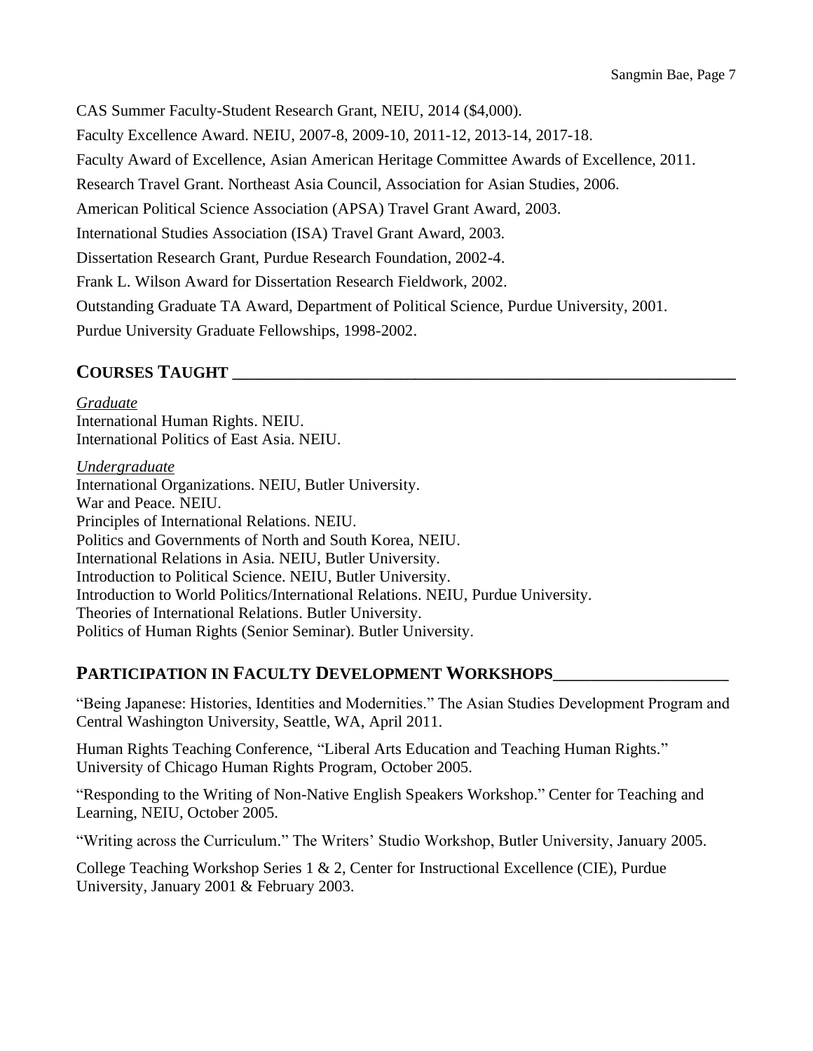CAS Summer Faculty-Student Research Grant, NEIU, 2014 ($4,000).

Faculty Excellence Award. NEIU, 2007-8, 2009-10, 2011-12, 2013-14, 2017-18.

Faculty Award of Excellence, Asian American Heritage Committee Awards of Excellence, 2011.

Research Travel Grant. Northeast Asia Council, Association for Asian Studies, 2006.

American Political Science Association (APSA) Travel Grant Award, 2003.

International Studies Association (ISA) Travel Grant Award, 2003.

Dissertation Research Grant, Purdue Research Foundation, 2002-4.

Frank L. Wilson Award for Dissertation Research Fieldwork, 2002.

Outstanding Graduate TA Award, Department of Political Science, Purdue University, 2001.

Purdue University Graduate Fellowships, 1998-2002.

## COURSES TAUGHT

*Graduate*

International Human Rights. NEIU.
International Politics of East Asia. NEIU.

*Undergraduate*

International Organizations. NEIU, Butler University.
War and Peace. NEIU.
Principles of International Relations. NEIU.
Politics and Governments of North and South Korea, NEIU.
International Relations in Asia. NEIU, Butler University.
Introduction to Political Science. NEIU, Butler University.
Introduction to World Politics/International Relations. NEIU, Purdue University.
Theories of International Relations. Butler University.
Politics of Human Rights (Senior Seminar). Butler University.

## PARTICIPATION IN FACULTY DEVELOPMENT WORKSHOPS

"Being Japanese: Histories, Identities and Modernities." The Asian Studies Development Program and Central Washington University, Seattle, WA, April 2011.

Human Rights Teaching Conference, "Liberal Arts Education and Teaching Human Rights." University of Chicago Human Rights Program, October 2005.

"Responding to the Writing of Non-Native English Speakers Workshop." Center for Teaching and Learning, NEIU, October 2005.

"Writing across the Curriculum." The Writers' Studio Workshop, Butler University, January 2005.

College Teaching Workshop Series 1 & 2, Center for Instructional Excellence (CIE), Purdue University, January 2001 & February 2003.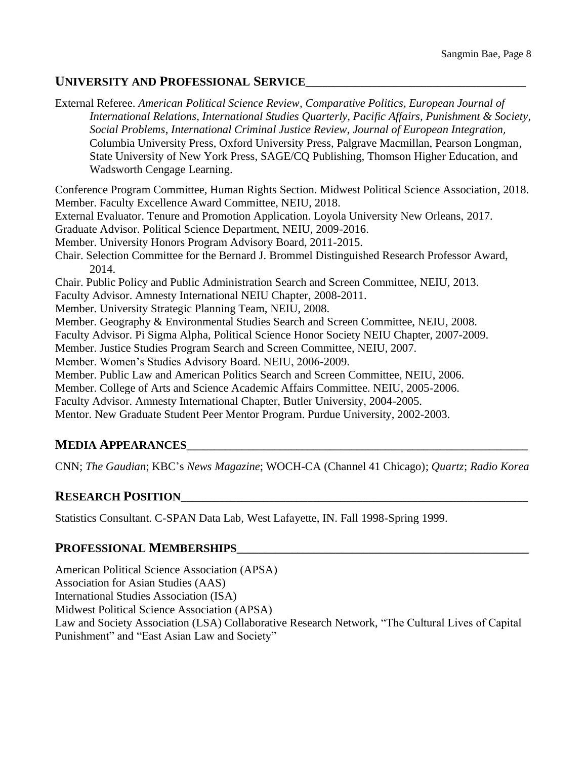## UNIVERSITY AND PROFESSIONAL SERVICE

External Referee. *American Political Science Review, Comparative Politics, European Journal of International Relations*, *International Studies Quarterly, Pacific Affairs, Punishment & Society, Social Problems*, *International Criminal Justice Review*, *Journal of European Integration,* Columbia University Press, Oxford University Press, Palgrave Macmillan, Pearson Longman, State University of New York Press, SAGE/CQ Publishing, Thomson Higher Education, and Wadsworth Cengage Learning.

Conference Program Committee, Human Rights Section. Midwest Political Science Association, 2018.
Member. Faculty Excellence Award Committee, NEIU, 2018.
External Evaluator. Tenure and Promotion Application. Loyola University New Orleans, 2017.
Graduate Advisor. Political Science Department, NEIU, 2009-2016.
Member. University Honors Program Advisory Board, 2011-2015.
Chair. Selection Committee for the Bernard J. Brommel Distinguished Research Professor Award, 2014.
Chair. Public Policy and Public Administration Search and Screen Committee, NEIU, 2013.
Faculty Advisor. Amnesty International NEIU Chapter, 2008-2011.
Member. University Strategic Planning Team, NEIU, 2008.
Member. Geography & Environmental Studies Search and Screen Committee, NEIU, 2008.
Faculty Advisor. Pi Sigma Alpha, Political Science Honor Society NEIU Chapter, 2007-2009.
Member. Justice Studies Program Search and Screen Committee, NEIU, 2007.
Member. Women's Studies Advisory Board. NEIU, 2006-2009.
Member. Public Law and American Politics Search and Screen Committee, NEIU, 2006.
Member. College of Arts and Science Academic Affairs Committee. NEIU, 2005-2006.
Faculty Advisor. Amnesty International Chapter, Butler University, 2004-2005.
Mentor. New Graduate Student Peer Mentor Program. Purdue University, 2002-2003.

## MEDIA APPEARANCES

CNN; *The Gaudian*; KBC's *News Magazine*; WOCH-CA (Channel 41 Chicago); *Quartz*; *Radio Korea*

## RESEARCH POSITION

Statistics Consultant. C-SPAN Data Lab, West Lafayette, IN. Fall 1998-Spring 1999.

## PROFESSIONAL MEMBERSHIPS

American Political Science Association (APSA)
Association for Asian Studies (AAS)
International Studies Association (ISA)
Midwest Political Science Association (APSA)
Law and Society Association (LSA) Collaborative Research Network, "The Cultural Lives of Capital Punishment" and "East Asian Law and Society"